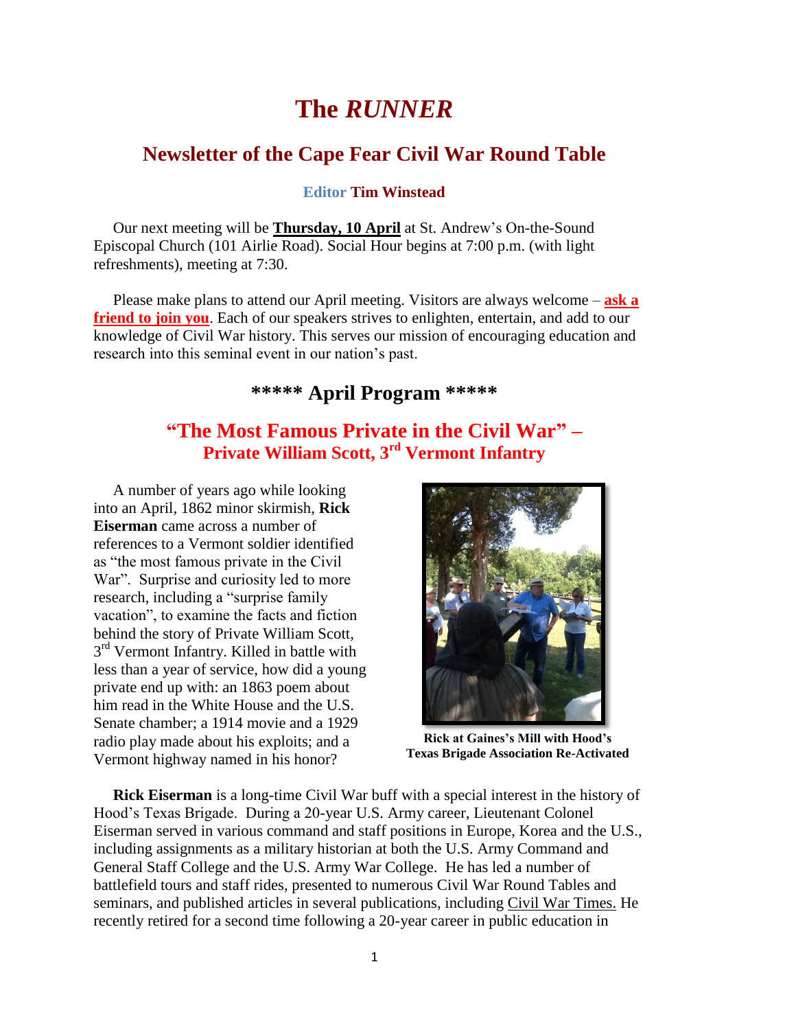# The *RUNNER*

## Newsletter of the Cape Fear Civil War Round Table

**Editor Tim Winstead**

Our next meeting will be **Thursday, 10 April** at St. Andrew's On-the-Sound Episcopal Church (101 Airlie Road). Social Hour begins at 7:00 p.m. (with light refreshments), meeting at 7:30.

Please make plans to attend our April meeting. Visitors are always welcome – **ask a friend to join you**. Each of our speakers strives to enlighten, entertain, and add to our knowledge of Civil War history. This serves our mission of encouraging education and research into this seminal event in our nation's past.

## \*\*\*\*\* April Program \*\*\*\*\*

### "The Most Famous Private in the Civil War" – Private William Scott, 3rd Vermont Infantry

A number of years ago while looking into an April, 1862 minor skirmish, **Rick Eiserman** came across a number of references to a Vermont soldier identified as "the most famous private in the Civil War". Surprise and curiosity led to more research, including a "surprise family vacation", to examine the facts and fiction behind the story of Private William Scott, 3rd Vermont Infantry. Killed in battle with less than a year of service, how did a young private end up with: an 1863 poem about him read in the White House and the U.S. Senate chamber; a 1914 movie and a 1929 radio play made about his exploits; and a Vermont highway named in his honor?

**Rick at Gaines's Mill with Hood's Texas Brigade Association Re-Activated**

**Rick Eiserman** is a long-time Civil War buff with a special interest in the history of Hood's Texas Brigade. During a 20-year U.S. Army career, Lieutenant Colonel Eiserman served in various command and staff positions in Europe, Korea and the U.S., including assignments as a military historian at both the U.S. Army Command and General Staff College and the U.S. Army War College. He has led a number of battlefield tours and staff rides, presented to numerous Civil War Round Tables and seminars, and published articles in several publications, including Civil War Times. He recently retired for a second time following a 20-year career in public education in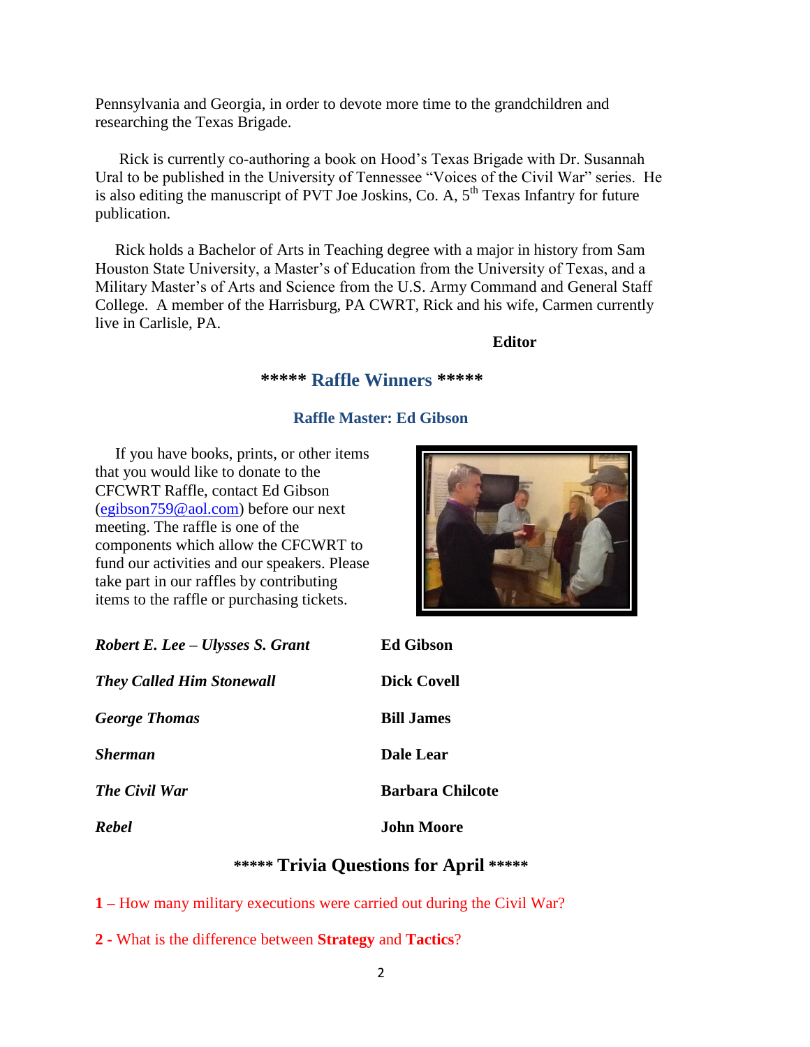Pennsylvania and Georgia, in order to devote more time to the grandchildren and researching the Texas Brigade.

Rick is currently co-authoring a book on Hood's Texas Brigade with Dr. Susannah Ural to be published in the University of Tennessee "Voices of the Civil War" series. He is also editing the manuscript of PVT Joe Joskins, Co. A, 5th Texas Infantry for future publication.

Rick holds a Bachelor of Arts in Teaching degree with a major in history from Sam Houston State University, a Master's of Education from the University of Texas, and a Military Master's of Arts and Science from the U.S. Army Command and General Staff College. A member of the Harrisburg, PA CWRT, Rick and his wife, Carmen currently live in Carlisle, PA.

**Editor**

## ***** Raffle Winners *****

### Raffle Master: Ed Gibson

If you have books, prints, or other items that you would like to donate to the CFCWRT Raffle, contact Ed Gibson (egibson759@aol.com) before our next meeting. The raffle is one of the components which allow the CFCWRT to fund our activities and our speakers. Please take part in our raffles by contributing items to the raffle or purchasing tickets.

| | |
|---|---|
| ***Robert E. Lee – Ulysses S. Grant*** | **Ed Gibson** |
| ***They Called Him Stonewall*** | **Dick Covell** |
| ***George Thomas*** | **Bill James** |
| ***Sherman*** | **Dale Lear** |
| ***The Civil War*** | **Barbara Chilcote** |
| ***Rebel*** | **John Moore** |

## ***** Trivia Questions for April *****

**1** – How many military executions were carried out during the Civil War?

**2 -** What is the difference between **Strategy** and **Tactics**?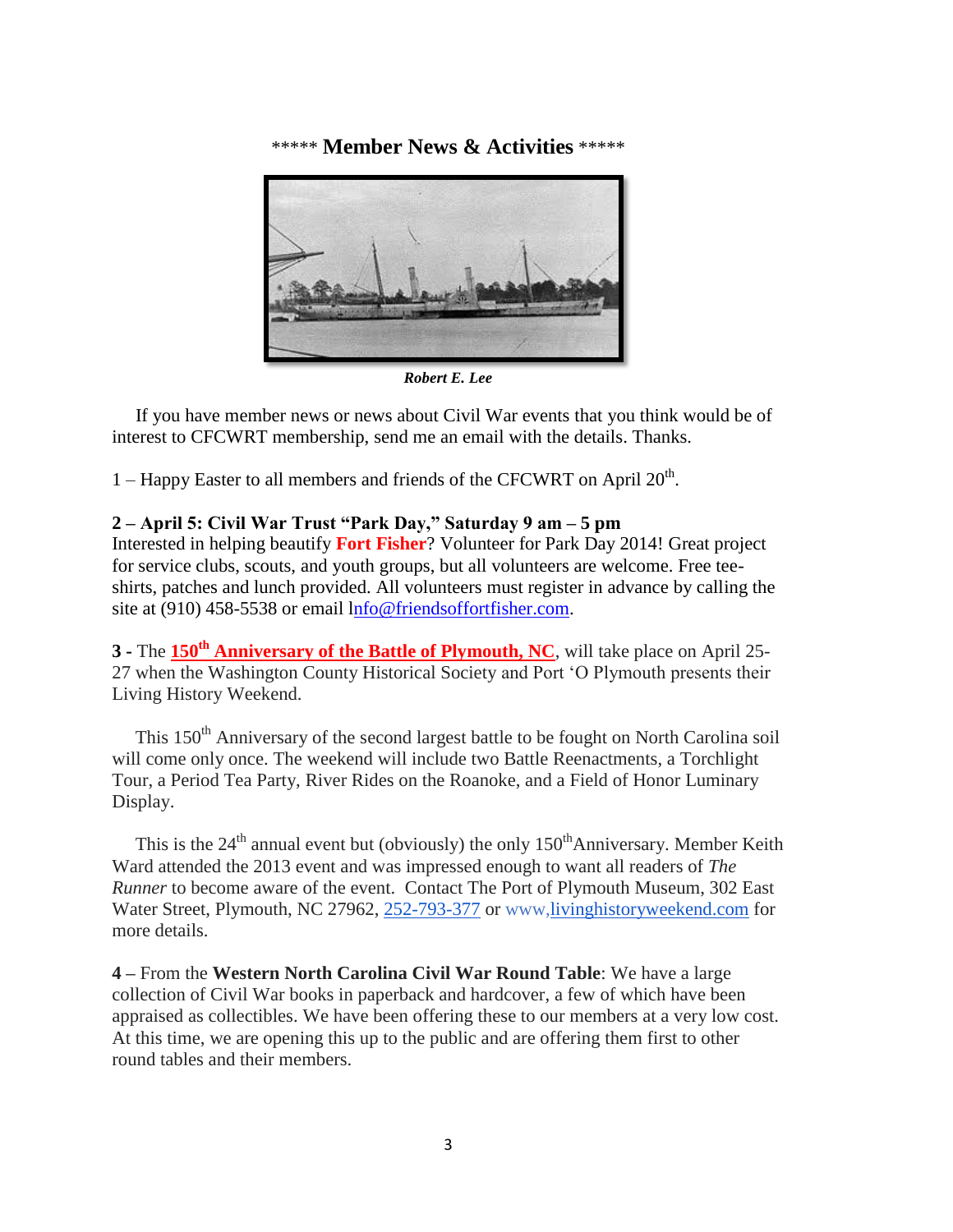***** **Member News & Activities** *****

***Robert E. Lee***

If you have member news or news about Civil War events that you think would be of interest to CFCWRT membership, send me an email with the details. Thanks.

1 – Happy Easter to all members and friends of the CFCWRT on April 20th.

**2 – April 5: Civil War Trust "Park Day," Saturday 9 am – 5 pm**
Interested in helping beautify **Fort Fisher**? Volunteer for Park Day 2014! Great project for service clubs, scouts, and youth groups, but all volunteers are welcome. Free tee-shirts, patches and lunch provided. All volunteers must register in advance by calling the site at (910) 458-5538 or email Info@friendsoffortfisher.com.

**3 -** The **150th Anniversary of the Battle of Plymouth, NC**, will take place on April 25-27 when the Washington County Historical Society and Port 'O Plymouth presents their Living History Weekend.

This 150th Anniversary of the second largest battle to be fought on North Carolina soil will come only once. The weekend will include two Battle Reenactments, a Torchlight Tour, a Period Tea Party, River Rides on the Roanoke, and a Field of Honor Luminary Display.

This is the 24th annual event but (obviously) the only 150th Anniversary. Member Keith Ward attended the 2013 event and was impressed enough to want all readers of *The Runner* to become aware of the event. Contact The Port of Plymouth Museum, 302 East Water Street, Plymouth, NC 27962, 252-793-377 or www,livinghistoryweekend.com for more details.

**4 –** From the **Western North Carolina Civil War Round Table**: We have a large collection of Civil War books in paperback and hardcover, a few of which have been appraised as collectibles. We have been offering these to our members at a very low cost. At this time, we are opening this up to the public and are offering them first to other round tables and their members.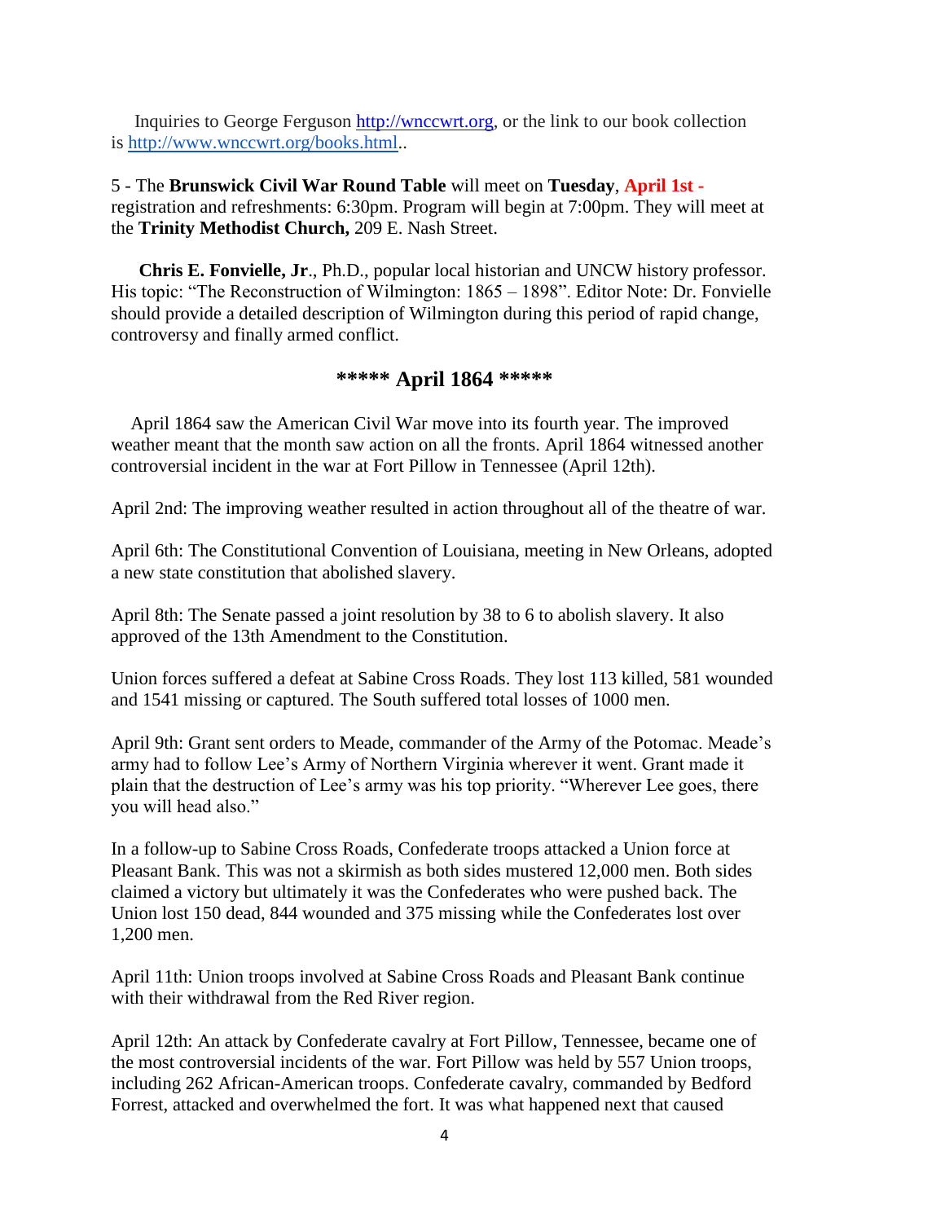Inquiries to George Ferguson [http://wnccwrt.org](http://wnccwrt.org), or the link to our book collection is [http://www.wnccwrt.org/books.html](http://www.wnccwrt.org/books.html)..

5 - The **Brunswick Civil War Round Table** will meet on **Tuesday**, **April 1st -** registration and refreshments: 6:30pm. Program will begin at 7:00pm. They will meet at the **Trinity Methodist Church,** 209 E. Nash Street.

**Chris E. Fonvielle, Jr**., Ph.D., popular local historian and UNCW history professor. His topic: "The Reconstruction of Wilmington: 1865 – 1898". Editor Note: Dr. Fonvielle should provide a detailed description of Wilmington during this period of rapid change, controversy and finally armed conflict.

## ***** April 1864 *****

April 1864 saw the American Civil War move into its fourth year. The improved weather meant that the month saw action on all the fronts. April 1864 witnessed another controversial incident in the war at Fort Pillow in Tennessee (April 12th).

April 2nd: The improving weather resulted in action throughout all of the theatre of war.

April 6th: The Constitutional Convention of Louisiana, meeting in New Orleans, adopted a new state constitution that abolished slavery.

April 8th: The Senate passed a joint resolution by 38 to 6 to abolish slavery. It also approved of the 13th Amendment to the Constitution.

Union forces suffered a defeat at Sabine Cross Roads. They lost 113 killed, 581 wounded and 1541 missing or captured. The South suffered total losses of 1000 men.

April 9th: Grant sent orders to Meade, commander of the Army of the Potomac. Meade's army had to follow Lee's Army of Northern Virginia wherever it went. Grant made it plain that the destruction of Lee's army was his top priority. "Wherever Lee goes, there you will head also."

In a follow-up to Sabine Cross Roads, Confederate troops attacked a Union force at Pleasant Bank. This was not a skirmish as both sides mustered 12,000 men. Both sides claimed a victory but ultimately it was the Confederates who were pushed back. The Union lost 150 dead, 844 wounded and 375 missing while the Confederates lost over 1,200 men.

April 11th: Union troops involved at Sabine Cross Roads and Pleasant Bank continue with their withdrawal from the Red River region.

April 12th: An attack by Confederate cavalry at Fort Pillow, Tennessee, became one of the most controversial incidents of the war. Fort Pillow was held by 557 Union troops, including 262 African-American troops. Confederate cavalry, commanded by Bedford Forrest, attacked and overwhelmed the fort. It was what happened next that caused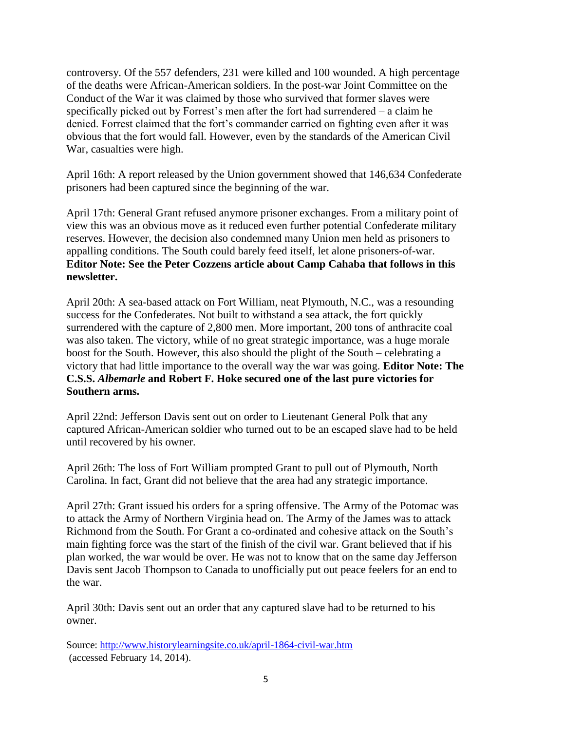controversy. Of the 557 defenders, 231 were killed and 100 wounded. A high percentage of the deaths were African-American soldiers. In the post-war Joint Committee on the Conduct of the War it was claimed by those who survived that former slaves were specifically picked out by Forrest's men after the fort had surrendered – a claim he denied. Forrest claimed that the fort's commander carried on fighting even after it was obvious that the fort would fall. However, even by the standards of the American Civil War, casualties were high.

April 16th: A report released by the Union government showed that 146,634 Confederate prisoners had been captured since the beginning of the war.

April 17th: General Grant refused anymore prisoner exchanges. From a military point of view this was an obvious move as it reduced even further potential Confederate military reserves. However, the decision also condemned many Union men held as prisoners to appalling conditions. The South could barely feed itself, let alone prisoners-of-war. **Editor Note: See the Peter Cozzens article about Camp Cahaba that follows in this newsletter.**

April 20th: A sea-based attack on Fort William, neat Plymouth, N.C., was a resounding success for the Confederates. Not built to withstand a sea attack, the fort quickly surrendered with the capture of 2,800 men. More important, 200 tons of anthracite coal was also taken. The victory, while of no great strategic importance, was a huge morale boost for the South. However, this also should the plight of the South – celebrating a victory that had little importance to the overall way the war was going. **Editor Note: The C.S.S. *Albemarle* and Robert F. Hoke secured one of the last pure victories for Southern arms.**

April 22nd: Jefferson Davis sent out on order to Lieutenant General Polk that any captured African-American soldier who turned out to be an escaped slave had to be held until recovered by his owner.

April 26th: The loss of Fort William prompted Grant to pull out of Plymouth, North Carolina. In fact, Grant did not believe that the area had any strategic importance.

April 27th: Grant issued his orders for a spring offensive. The Army of the Potomac was to attack the Army of Northern Virginia head on. The Army of the James was to attack Richmond from the South. For Grant a co-ordinated and cohesive attack on the South's main fighting force was the start of the finish of the civil war. Grant believed that if his plan worked, the war would be over. He was not to know that on the same day Jefferson Davis sent Jacob Thompson to Canada to unofficially put out peace feelers for an end to the war.

April 30th: Davis sent out an order that any captured slave had to be returned to his owner.

Source: http://www.historylearningsite.co.uk/april-1864-civil-war.htm (accessed February 14, 2014).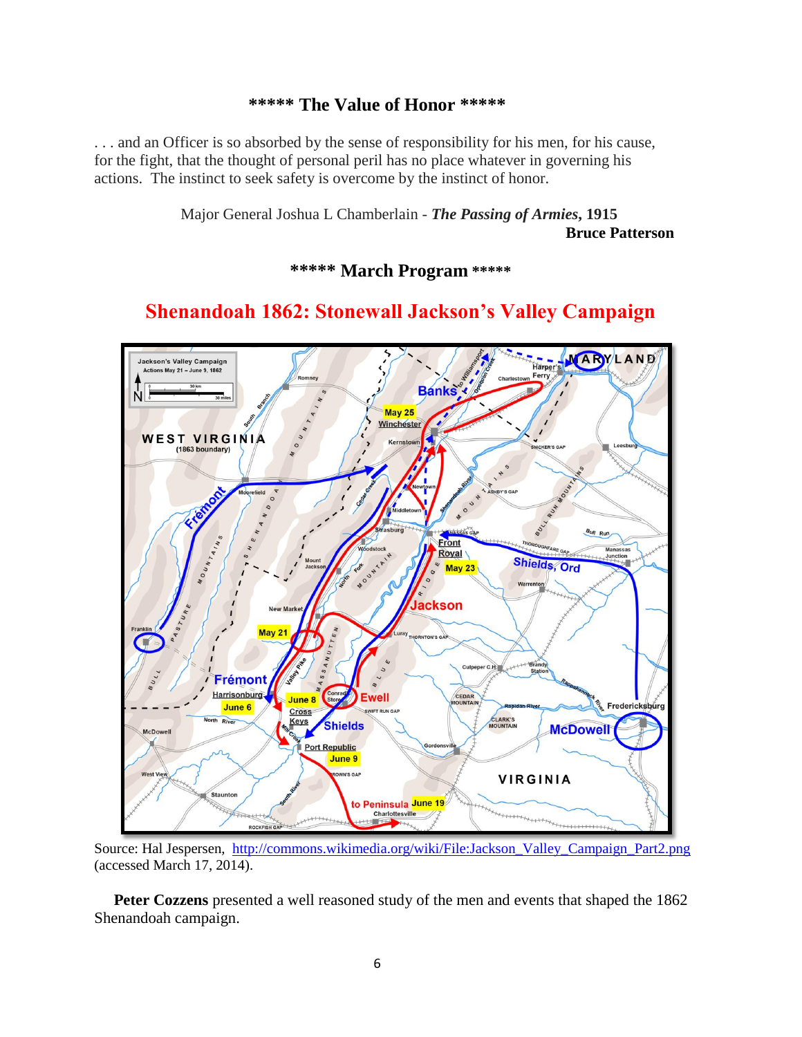## \*\*\*\*\* The Value of Honor \*\*\*\*\*

. . . and an Officer is so absorbed by the sense of responsibility for his men, for his cause, for the fight, that the thought of personal peril has no place whatever in governing his actions. The instinct to seek safety is overcome by the instinct of honor.

Major General Joshua L Chamberlain - ***The Passing of Armies*, 1915**

**Bruce Patterson**

## \*\*\*\*\* March Program \*\*\*\*\*

## Shenandoah 1862: Stonewall Jackson's Valley Campaign

Source: Hal Jespersen, http://commons.wikimedia.org/wiki/File:Jackson_Valley_Campaign_Part2.png (accessed March 17, 2014).

**Peter Cozzens** presented a well reasoned study of the men and events that shaped the 1862 Shenandoah campaign.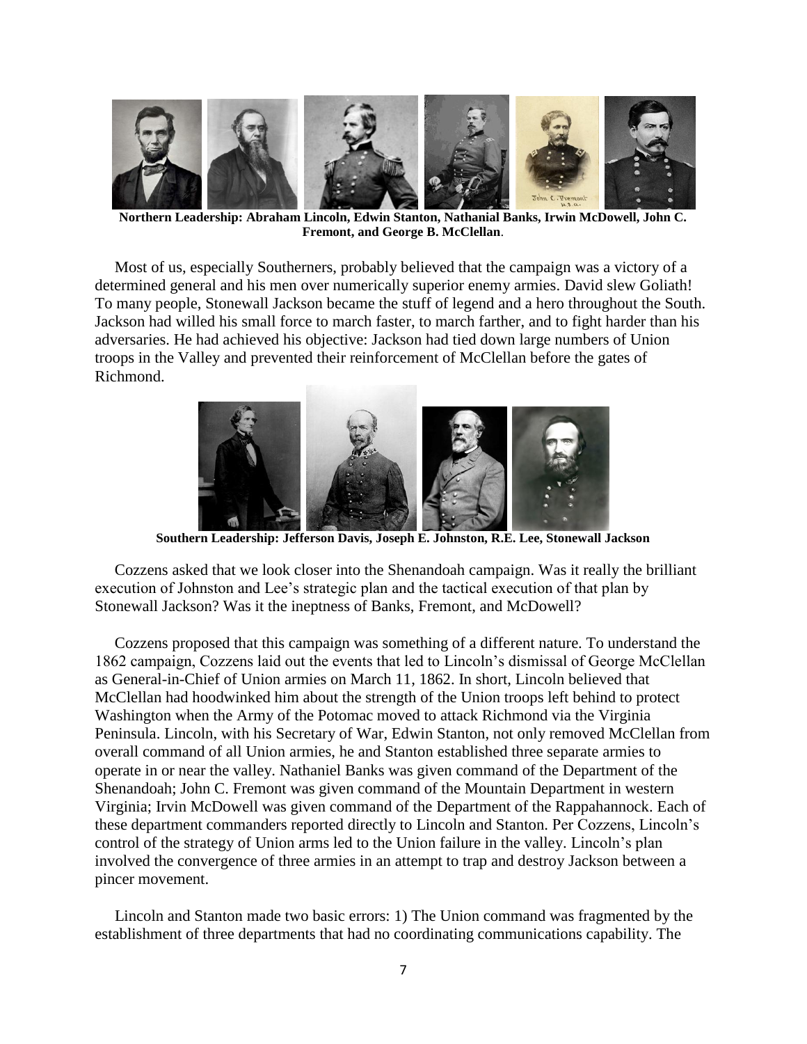**Northern Leadership: Abraham Lincoln, Edwin Stanton, Nathanial Banks, Irwin McDowell, John C. Fremont, and George B. McClellan**.

Most of us, especially Southerners, probably believed that the campaign was a victory of a determined general and his men over numerically superior enemy armies. David slew Goliath! To many people, Stonewall Jackson became the stuff of legend and a hero throughout the South. Jackson had willed his small force to march faster, to march farther, and to fight harder than his adversaries. He had achieved his objective: Jackson had tied down large numbers of Union troops in the Valley and prevented their reinforcement of McClellan before the gates of Richmond.

**Southern Leadership: Jefferson Davis, Joseph E. Johnston, R.E. Lee, Stonewall Jackson**

Cozzens asked that we look closer into the Shenandoah campaign. Was it really the brilliant execution of Johnston and Lee's strategic plan and the tactical execution of that plan by Stonewall Jackson? Was it the ineptness of Banks, Fremont, and McDowell?

Cozzens proposed that this campaign was something of a different nature. To understand the 1862 campaign, Cozzens laid out the events that led to Lincoln's dismissal of George McClellan as General-in-Chief of Union armies on March 11, 1862. In short, Lincoln believed that McClellan had hoodwinked him about the strength of the Union troops left behind to protect Washington when the Army of the Potomac moved to attack Richmond via the Virginia Peninsula. Lincoln, with his Secretary of War, Edwin Stanton, not only removed McClellan from overall command of all Union armies, he and Stanton established three separate armies to operate in or near the valley. Nathaniel Banks was given command of the Department of the Shenandoah; John C. Fremont was given command of the Mountain Department in western Virginia; Irvin McDowell was given command of the Department of the Rappahannock. Each of these department commanders reported directly to Lincoln and Stanton. Per Cozzens, Lincoln's control of the strategy of Union arms led to the Union failure in the valley. Lincoln's plan involved the convergence of three armies in an attempt to trap and destroy Jackson between a pincer movement.

Lincoln and Stanton made two basic errors: 1) The Union command was fragmented by the establishment of three departments that had no coordinating communications capability. The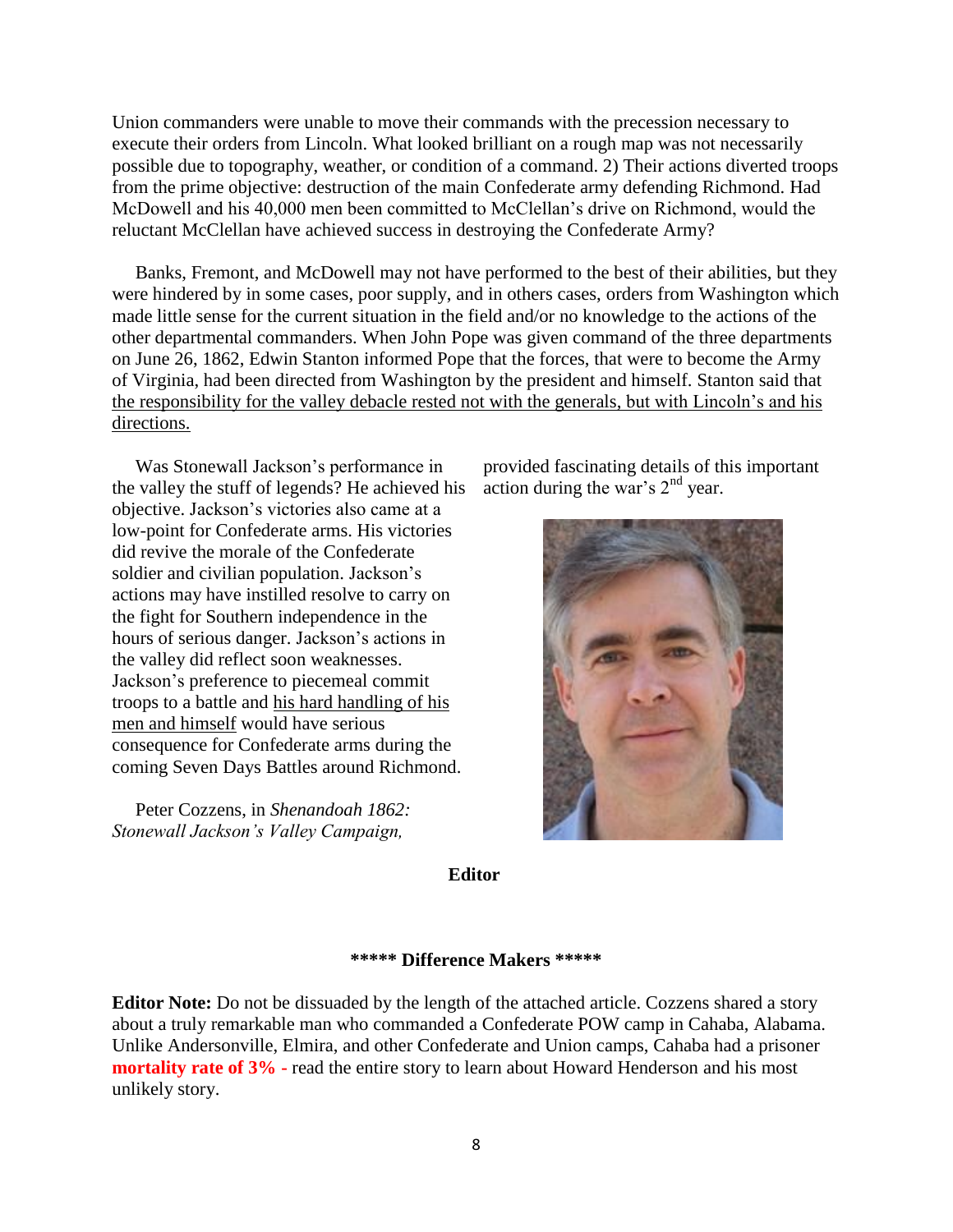Union commanders were unable to move their commands with the precession necessary to execute their orders from Lincoln. What looked brilliant on a rough map was not necessarily possible due to topography, weather, or condition of a command. 2) Their actions diverted troops from the prime objective: destruction of the main Confederate army defending Richmond. Had McDowell and his 40,000 men been committed to McClellan's drive on Richmond, would the reluctant McClellan have achieved success in destroying the Confederate Army?

Banks, Fremont, and McDowell may not have performed to the best of their abilities, but they were hindered by in some cases, poor supply, and in others cases, orders from Washington which made little sense for the current situation in the field and/or no knowledge to the actions of the other departmental commanders. When John Pope was given command of the three departments on June 26, 1862, Edwin Stanton informed Pope that the forces, that were to become the Army of Virginia, had been directed from Washington by the president and himself. Stanton said that <u>the responsibility for the valley debacle rested not with the generals, but with Lincoln's and his directions.</u>

Was Stonewall Jackson's performance in the valley the stuff of legends? He achieved his objective. Jackson's victories also came at a low-point for Confederate arms. His victories did revive the morale of the Confederate soldier and civilian population. Jackson's actions may have instilled resolve to carry on the fight for Southern independence in the hours of serious danger. Jackson's actions in the valley did reflect soon weaknesses. Jackson's preference to piecemeal commit troops to a battle and <u>his hard handling of his men and himself</u> would have serious consequence for Confederate arms during the coming Seven Days Battles around Richmond.

Peter Cozzens, in *Shenandoah 1862: Stonewall Jackson's Valley Campaign,* provided fascinating details of this important action during the war's 2nd year.

**Editor**

**\*\*\*\*\* Difference Makers \*\*\*\*\***

**Editor Note:** Do not be dissuaded by the length of the attached article. Cozzens shared a story about a truly remarkable man who commanded a Confederate POW camp in Cahaba, Alabama. Unlike Andersonville, Elmira, and other Confederate and Union camps, Cahaba had a prisoner **mortality rate of 3% -** read the entire story to learn about Howard Henderson and his most unlikely story.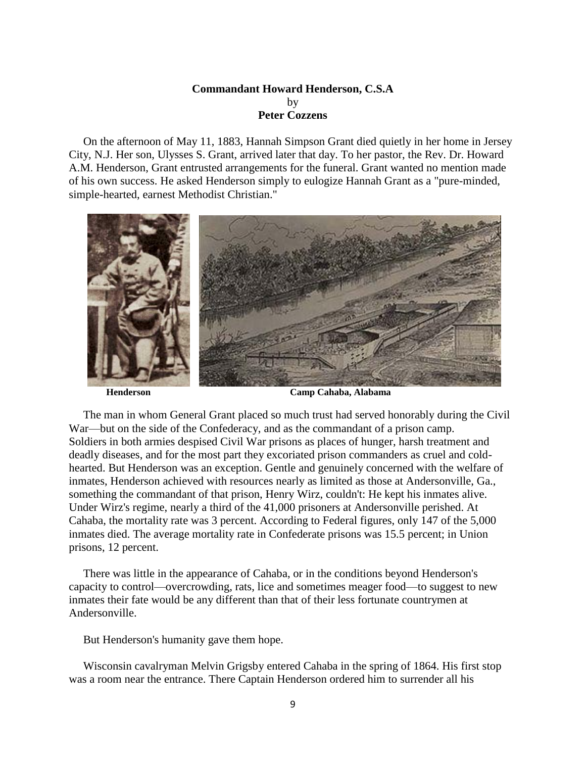**Commandant Howard Henderson, C.S.A**
by
**Peter Cozzens**

On the afternoon of May 11, 1883, Hannah Simpson Grant died quietly in her home in Jersey City, N.J. Her son, Ulysses S. Grant, arrived later that day. To her pastor, the Rev. Dr. Howard A.M. Henderson, Grant entrusted arrangements for the funeral. Grant wanted no mention made of his own success. He asked Henderson simply to eulogize Hannah Grant as a "pure-minded, simple-hearted, earnest Methodist Christian."

**Henderson** **Camp Cahaba, Alabama**

The man in whom General Grant placed so much trust had served honorably during the Civil War—but on the side of the Confederacy, and as the commandant of a prison camp. Soldiers in both armies despised Civil War prisons as places of hunger, harsh treatment and deadly diseases, and for the most part they excoriated prison commanders as cruel and cold-hearted. But Henderson was an exception. Gentle and genuinely concerned with the welfare of inmates, Henderson achieved with resources nearly as limited as those at Andersonville, Ga., something the commandant of that prison, Henry Wirz, couldn't: He kept his inmates alive. Under Wirz's regime, nearly a third of the 41,000 prisoners at Andersonville perished. At Cahaba, the mortality rate was 3 percent. According to Federal figures, only 147 of the 5,000 inmates died. The average mortality rate in Confederate prisons was 15.5 percent; in Union prisons, 12 percent.

There was little in the appearance of Cahaba, or in the conditions beyond Henderson's capacity to control—overcrowding, rats, lice and sometimes meager food—to suggest to new inmates their fate would be any different than that of their less fortunate countrymen at Andersonville.

But Henderson's humanity gave them hope.

Wisconsin cavalryman Melvin Grigsby entered Cahaba in the spring of 1864. His first stop was a room near the entrance. There Captain Henderson ordered him to surrender all his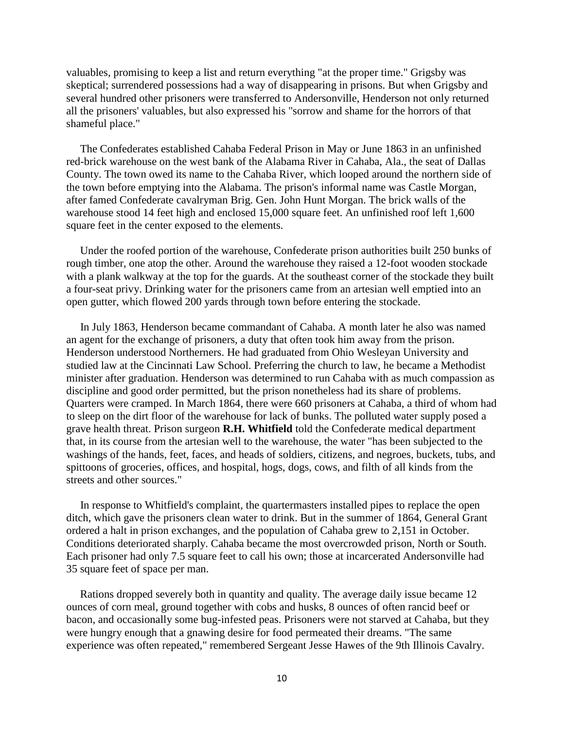valuables, promising to keep a list and return everything "at the proper time." Grigsby was skeptical; surrendered possessions had a way of disappearing in prisons. But when Grigsby and several hundred other prisoners were transferred to Andersonville, Henderson not only returned all the prisoners' valuables, but also expressed his "sorrow and shame for the horrors of that shameful place."

The Confederates established Cahaba Federal Prison in May or June 1863 in an unfinished red-brick warehouse on the west bank of the Alabama River in Cahaba, Ala., the seat of Dallas County. The town owed its name to the Cahaba River, which looped around the northern side of the town before emptying into the Alabama. The prison's informal name was Castle Morgan, after famed Confederate cavalryman Brig. Gen. John Hunt Morgan. The brick walls of the warehouse stood 14 feet high and enclosed 15,000 square feet. An unfinished roof left 1,600 square feet in the center exposed to the elements.

Under the roofed portion of the warehouse, Confederate prison authorities built 250 bunks of rough timber, one atop the other. Around the warehouse they raised a 12-foot wooden stockade with a plank walkway at the top for the guards. At the southeast corner of the stockade they built a four-seat privy. Drinking water for the prisoners came from an artesian well emptied into an open gutter, which flowed 200 yards through town before entering the stockade.

In July 1863, Henderson became commandant of Cahaba. A month later he also was named an agent for the exchange of prisoners, a duty that often took him away from the prison. Henderson understood Northerners. He had graduated from Ohio Wesleyan University and studied law at the Cincinnati Law School. Preferring the church to law, he became a Methodist minister after graduation. Henderson was determined to run Cahaba with as much compassion as discipline and good order permitted, but the prison nonetheless had its share of problems. Quarters were cramped. In March 1864, there were 660 prisoners at Cahaba, a third of whom had to sleep on the dirt floor of the warehouse for lack of bunks. The polluted water supply posed a grave health threat. Prison surgeon **R.H. Whitfield** told the Confederate medical department that, in its course from the artesian well to the warehouse, the water "has been subjected to the washings of the hands, feet, faces, and heads of soldiers, citizens, and negroes, buckets, tubs, and spittoons of groceries, offices, and hospital, hogs, dogs, cows, and filth of all kinds from the streets and other sources."

In response to Whitfield's complaint, the quartermasters installed pipes to replace the open ditch, which gave the prisoners clean water to drink. But in the summer of 1864, General Grant ordered a halt in prison exchanges, and the population of Cahaba grew to 2,151 in October. Conditions deteriorated sharply. Cahaba became the most overcrowded prison, North or South. Each prisoner had only 7.5 square feet to call his own; those at incarcerated Andersonville had 35 square feet of space per man.

Rations dropped severely both in quantity and quality. The average daily issue became 12 ounces of corn meal, ground together with cobs and husks, 8 ounces of often rancid beef or bacon, and occasionally some bug-infested peas. Prisoners were not starved at Cahaba, but they were hungry enough that a gnawing desire for food permeated their dreams. "The same experience was often repeated," remembered Sergeant Jesse Hawes of the 9th Illinois Cavalry.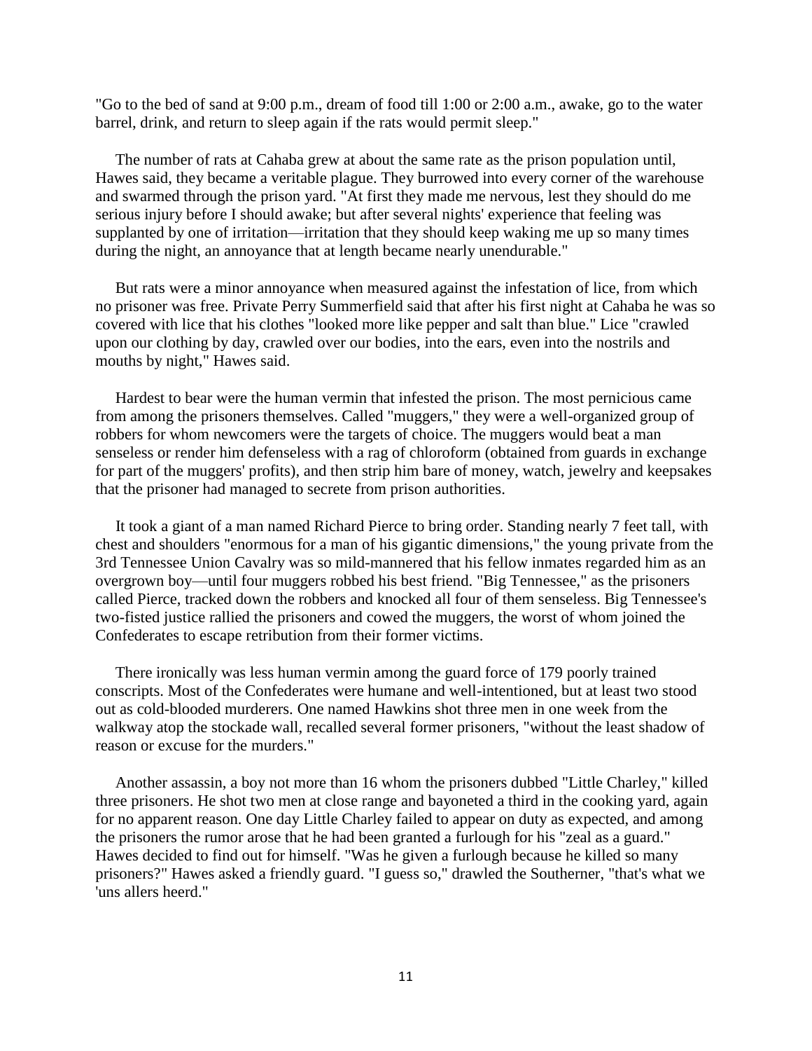"Go to the bed of sand at 9:00 p.m., dream of food till 1:00 or 2:00 a.m., awake, go to the water barrel, drink, and return to sleep again if the rats would permit sleep."

The number of rats at Cahaba grew at about the same rate as the prison population until, Hawes said, they became a veritable plague. They burrowed into every corner of the warehouse and swarmed through the prison yard. "At first they made me nervous, lest they should do me serious injury before I should awake; but after several nights' experience that feeling was supplanted by one of irritation—irritation that they should keep waking me up so many times during the night, an annoyance that at length became nearly unendurable."

But rats were a minor annoyance when measured against the infestation of lice, from which no prisoner was free. Private Perry Summerfield said that after his first night at Cahaba he was so covered with lice that his clothes "looked more like pepper and salt than blue." Lice "crawled upon our clothing by day, crawled over our bodies, into the ears, even into the nostrils and mouths by night," Hawes said.

Hardest to bear were the human vermin that infested the prison. The most pernicious came from among the prisoners themselves. Called "muggers," they were a well-organized group of robbers for whom newcomers were the targets of choice. The muggers would beat a man senseless or render him defenseless with a rag of chloroform (obtained from guards in exchange for part of the muggers' profits), and then strip him bare of money, watch, jewelry and keepsakes that the prisoner had managed to secrete from prison authorities.

It took a giant of a man named Richard Pierce to bring order. Standing nearly 7 feet tall, with chest and shoulders "enormous for a man of his gigantic dimensions," the young private from the 3rd Tennessee Union Cavalry was so mild-mannered that his fellow inmates regarded him as an overgrown boy—until four muggers robbed his best friend. "Big Tennessee," as the prisoners called Pierce, tracked down the robbers and knocked all four of them senseless. Big Tennessee's two-fisted justice rallied the prisoners and cowed the muggers, the worst of whom joined the Confederates to escape retribution from their former victims.

There ironically was less human vermin among the guard force of 179 poorly trained conscripts. Most of the Confederates were humane and well-intentioned, but at least two stood out as cold-blooded murderers. One named Hawkins shot three men in one week from the walkway atop the stockade wall, recalled several former prisoners, "without the least shadow of reason or excuse for the murders."

Another assassin, a boy not more than 16 whom the prisoners dubbed "Little Charley," killed three prisoners. He shot two men at close range and bayoneted a third in the cooking yard, again for no apparent reason. One day Little Charley failed to appear on duty as expected, and among the prisoners the rumor arose that he had been granted a furlough for his "zeal as a guard." Hawes decided to find out for himself. "Was he given a furlough because he killed so many prisoners?" Hawes asked a friendly guard. "I guess so," drawled the Southerner, "that's what we 'uns allers heerd."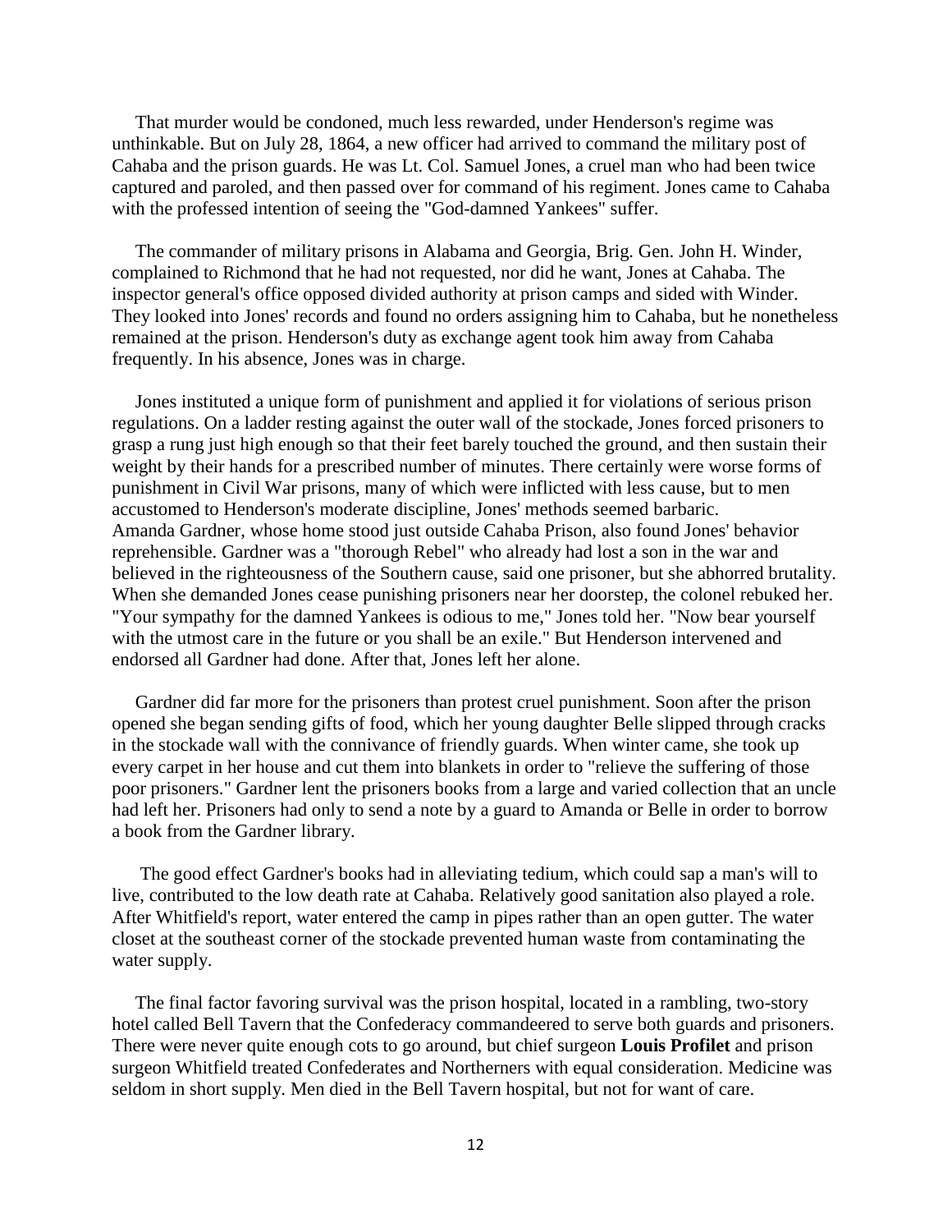That murder would be condoned, much less rewarded, under Henderson's regime was unthinkable. But on July 28, 1864, a new officer had arrived to command the military post of Cahaba and the prison guards. He was Lt. Col. Samuel Jones, a cruel man who had been twice captured and paroled, and then passed over for command of his regiment. Jones came to Cahaba with the professed intention of seeing the "God-damned Yankees" suffer.

The commander of military prisons in Alabama and Georgia, Brig. Gen. John H. Winder, complained to Richmond that he had not requested, nor did he want, Jones at Cahaba. The inspector general's office opposed divided authority at prison camps and sided with Winder. They looked into Jones' records and found no orders assigning him to Cahaba, but he nonetheless remained at the prison. Henderson's duty as exchange agent took him away from Cahaba frequently. In his absence, Jones was in charge.

Jones instituted a unique form of punishment and applied it for violations of serious prison regulations. On a ladder resting against the outer wall of the stockade, Jones forced prisoners to grasp a rung just high enough so that their feet barely touched the ground, and then sustain their weight by their hands for a prescribed number of minutes. There certainly were worse forms of punishment in Civil War prisons, many of which were inflicted with less cause, but to men accustomed to Henderson's moderate discipline, Jones' methods seemed barbaric. Amanda Gardner, whose home stood just outside Cahaba Prison, also found Jones' behavior reprehensible. Gardner was a "thorough Rebel" who already had lost a son in the war and believed in the righteousness of the Southern cause, said one prisoner, but she abhorred brutality. When she demanded Jones cease punishing prisoners near her doorstep, the colonel rebuked her. "Your sympathy for the damned Yankees is odious to me," Jones told her. "Now bear yourself with the utmost care in the future or you shall be an exile." But Henderson intervened and endorsed all Gardner had done. After that, Jones left her alone.

Gardner did far more for the prisoners than protest cruel punishment. Soon after the prison opened she began sending gifts of food, which her young daughter Belle slipped through cracks in the stockade wall with the connivance of friendly guards. When winter came, she took up every carpet in her house and cut them into blankets in order to "relieve the suffering of those poor prisoners." Gardner lent the prisoners books from a large and varied collection that an uncle had left her. Prisoners had only to send a note by a guard to Amanda or Belle in order to borrow a book from the Gardner library.

The good effect Gardner's books had in alleviating tedium, which could sap a man's will to live, contributed to the low death rate at Cahaba. Relatively good sanitation also played a role. After Whitfield's report, water entered the camp in pipes rather than an open gutter. The water closet at the southeast corner of the stockade prevented human waste from contaminating the water supply.

The final factor favoring survival was the prison hospital, located in a rambling, two-story hotel called Bell Tavern that the Confederacy commandeered to serve both guards and prisoners. There were never quite enough cots to go around, but chief surgeon **Louis Profilet** and prison surgeon Whitfield treated Confederates and Northerners with equal consideration. Medicine was seldom in short supply. Men died in the Bell Tavern hospital, but not for want of care.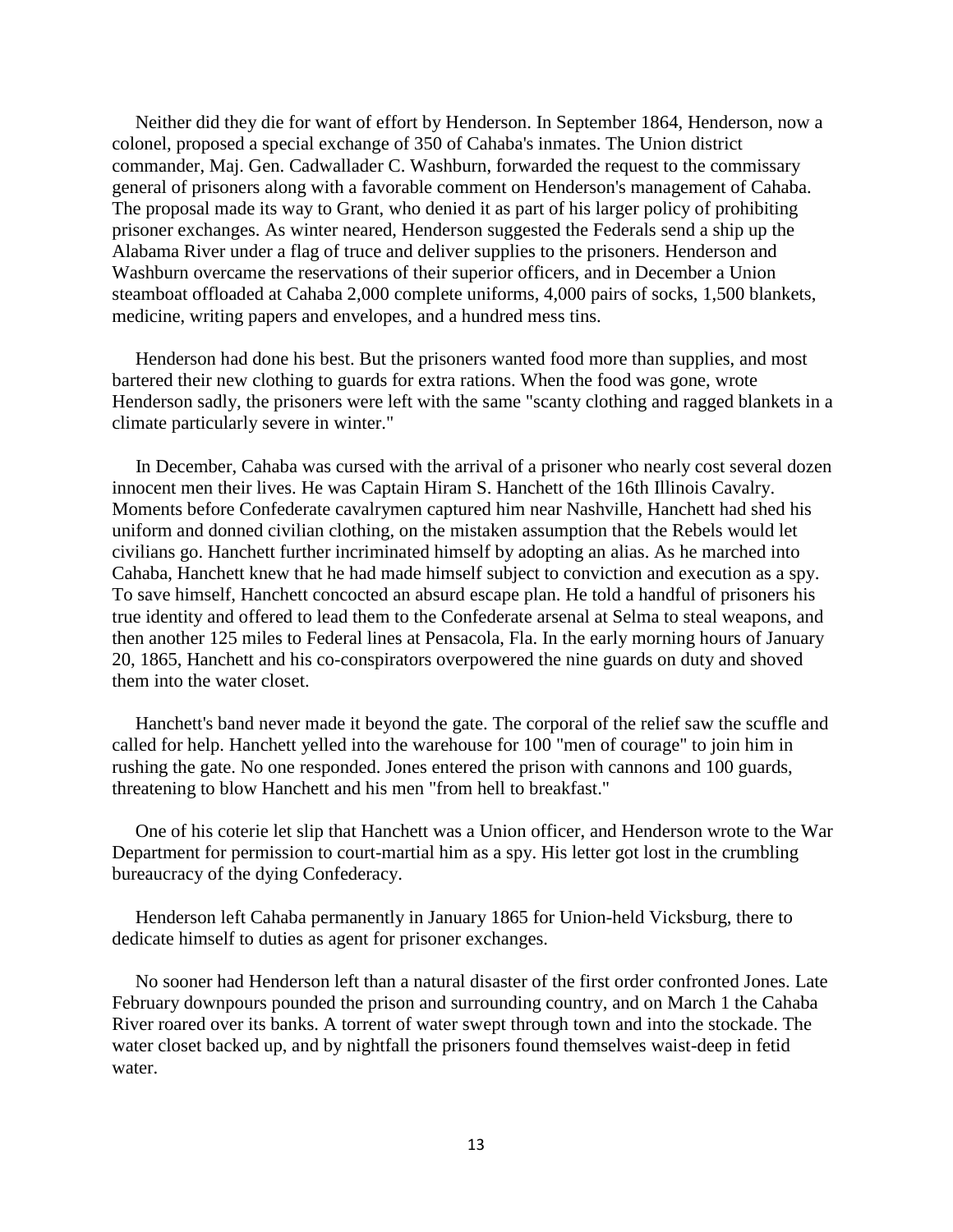Neither did they die for want of effort by Henderson. In September 1864, Henderson, now a colonel, proposed a special exchange of 350 of Cahaba's inmates. The Union district commander, Maj. Gen. Cadwallader C. Washburn, forwarded the request to the commissary general of prisoners along with a favorable comment on Henderson's management of Cahaba. The proposal made its way to Grant, who denied it as part of his larger policy of prohibiting prisoner exchanges. As winter neared, Henderson suggested the Federals send a ship up the Alabama River under a flag of truce and deliver supplies to the prisoners. Henderson and Washburn overcame the reservations of their superior officers, and in December a Union steamboat offloaded at Cahaba 2,000 complete uniforms, 4,000 pairs of socks, 1,500 blankets, medicine, writing papers and envelopes, and a hundred mess tins.

Henderson had done his best. But the prisoners wanted food more than supplies, and most bartered their new clothing to guards for extra rations. When the food was gone, wrote Henderson sadly, the prisoners were left with the same "scanty clothing and ragged blankets in a climate particularly severe in winter."

In December, Cahaba was cursed with the arrival of a prisoner who nearly cost several dozen innocent men their lives. He was Captain Hiram S. Hanchett of the 16th Illinois Cavalry. Moments before Confederate cavalrymen captured him near Nashville, Hanchett had shed his uniform and donned civilian clothing, on the mistaken assumption that the Rebels would let civilians go. Hanchett further incriminated himself by adopting an alias. As he marched into Cahaba, Hanchett knew that he had made himself subject to conviction and execution as a spy. To save himself, Hanchett concocted an absurd escape plan. He told a handful of prisoners his true identity and offered to lead them to the Confederate arsenal at Selma to steal weapons, and then another 125 miles to Federal lines at Pensacola, Fla. In the early morning hours of January 20, 1865, Hanchett and his co-conspirators overpowered the nine guards on duty and shoved them into the water closet.

Hanchett's band never made it beyond the gate. The corporal of the relief saw the scuffle and called for help. Hanchett yelled into the warehouse for 100 "men of courage" to join him in rushing the gate. No one responded. Jones entered the prison with cannons and 100 guards, threatening to blow Hanchett and his men "from hell to breakfast."

One of his coterie let slip that Hanchett was a Union officer, and Henderson wrote to the War Department for permission to court-martial him as a spy. His letter got lost in the crumbling bureaucracy of the dying Confederacy.

Henderson left Cahaba permanently in January 1865 for Union-held Vicksburg, there to dedicate himself to duties as agent for prisoner exchanges.

No sooner had Henderson left than a natural disaster of the first order confronted Jones. Late February downpours pounded the prison and surrounding country, and on March 1 the Cahaba River roared over its banks. A torrent of water swept through town and into the stockade. The water closet backed up, and by nightfall the prisoners found themselves waist-deep in fetid water.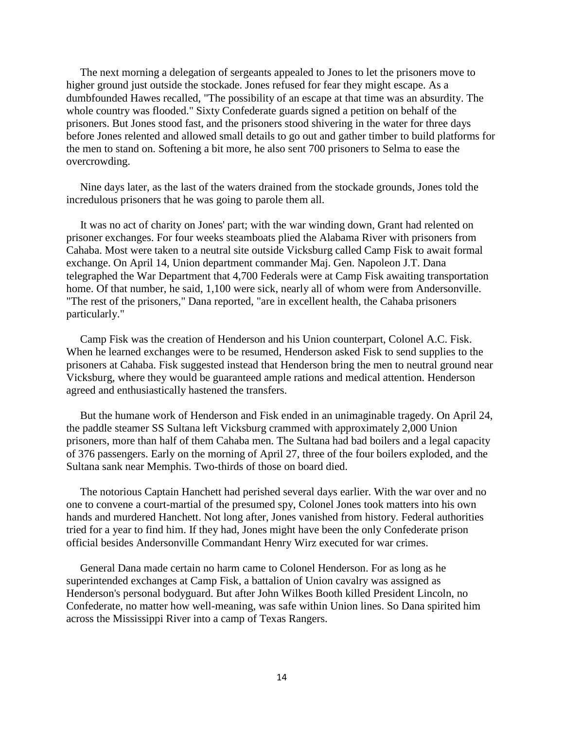The next morning a delegation of sergeants appealed to Jones to let the prisoners move to higher ground just outside the stockade. Jones refused for fear they might escape. As a dumbfounded Hawes recalled, "The possibility of an escape at that time was an absurdity. The whole country was flooded." Sixty Confederate guards signed a petition on behalf of the prisoners. But Jones stood fast, and the prisoners stood shivering in the water for three days before Jones relented and allowed small details to go out and gather timber to build platforms for the men to stand on. Softening a bit more, he also sent 700 prisoners to Selma to ease the overcrowding.

Nine days later, as the last of the waters drained from the stockade grounds, Jones told the incredulous prisoners that he was going to parole them all.

It was no act of charity on Jones' part; with the war winding down, Grant had relented on prisoner exchanges. For four weeks steamboats plied the Alabama River with prisoners from Cahaba. Most were taken to a neutral site outside Vicksburg called Camp Fisk to await formal exchange. On April 14, Union department commander Maj. Gen. Napoleon J.T. Dana telegraphed the War Department that 4,700 Federals were at Camp Fisk awaiting transportation home. Of that number, he said, 1,100 were sick, nearly all of whom were from Andersonville. "The rest of the prisoners," Dana reported, "are in excellent health, the Cahaba prisoners particularly."

Camp Fisk was the creation of Henderson and his Union counterpart, Colonel A.C. Fisk. When he learned exchanges were to be resumed, Henderson asked Fisk to send supplies to the prisoners at Cahaba. Fisk suggested instead that Henderson bring the men to neutral ground near Vicksburg, where they would be guaranteed ample rations and medical attention. Henderson agreed and enthusiastically hastened the transfers.

But the humane work of Henderson and Fisk ended in an unimaginable tragedy. On April 24, the paddle steamer SS Sultana left Vicksburg crammed with approximately 2,000 Union prisoners, more than half of them Cahaba men. The Sultana had bad boilers and a legal capacity of 376 passengers. Early on the morning of April 27, three of the four boilers exploded, and the Sultana sank near Memphis. Two-thirds of those on board died.

The notorious Captain Hanchett had perished several days earlier. With the war over and no one to convene a court-martial of the presumed spy, Colonel Jones took matters into his own hands and murdered Hanchett. Not long after, Jones vanished from history. Federal authorities tried for a year to find him. If they had, Jones might have been the only Confederate prison official besides Andersonville Commandant Henry Wirz executed for war crimes.

General Dana made certain no harm came to Colonel Henderson. For as long as he superintended exchanges at Camp Fisk, a battalion of Union cavalry was assigned as Henderson's personal bodyguard. But after John Wilkes Booth killed President Lincoln, no Confederate, no matter how well-meaning, was safe within Union lines. So Dana spirited him across the Mississippi River into a camp of Texas Rangers.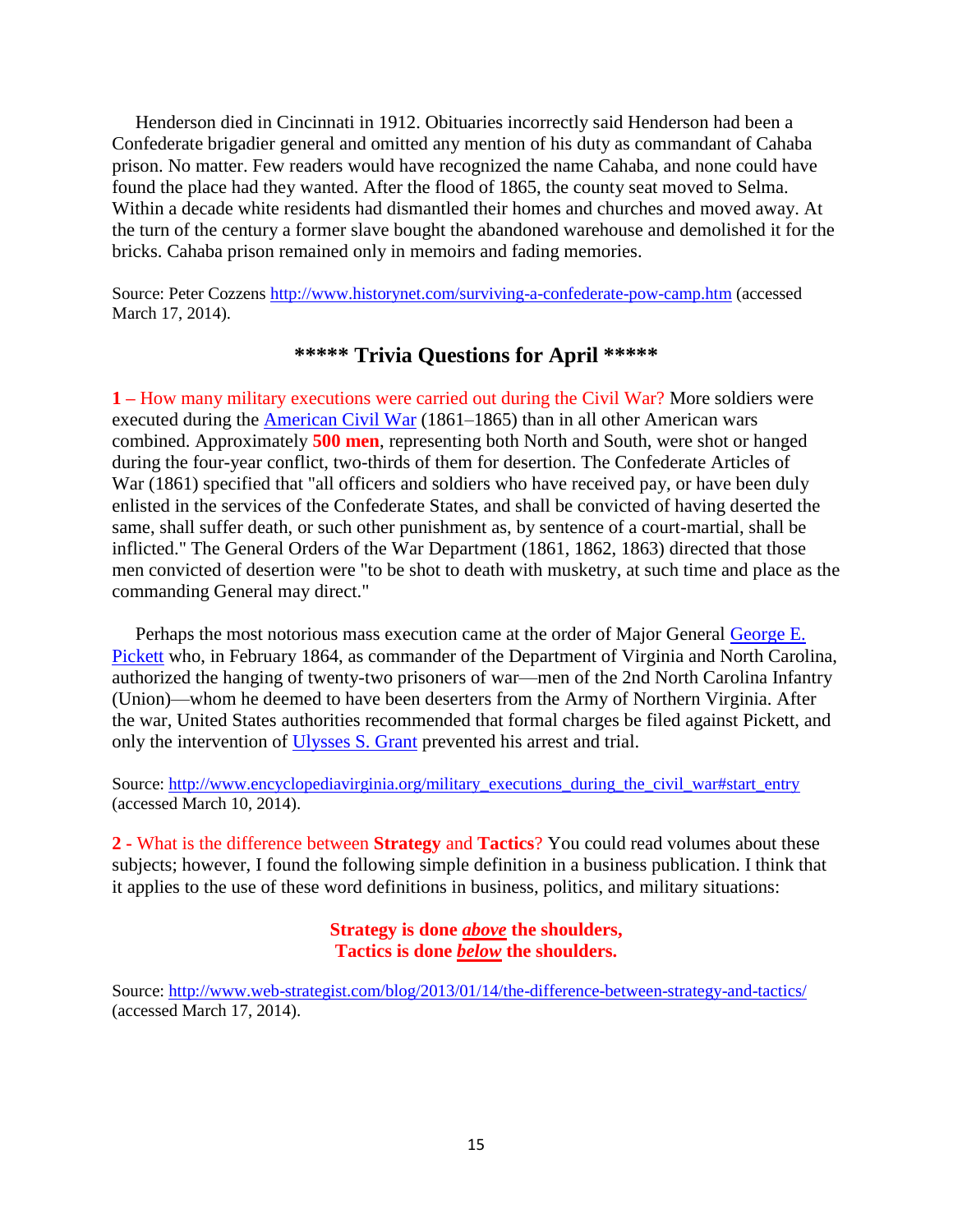Henderson died in Cincinnati in 1912. Obituaries incorrectly said Henderson had been a Confederate brigadier general and omitted any mention of his duty as commandant of Cahaba prison. No matter. Few readers would have recognized the name Cahaba, and none could have found the place had they wanted. After the flood of 1865, the county seat moved to Selma. Within a decade white residents had dismantled their homes and churches and moved away. At the turn of the century a former slave bought the abandoned warehouse and demolished it for the bricks. Cahaba prison remained only in memoirs and fading memories.

Source: Peter Cozzens http://www.historynet.com/surviving-a-confederate-pow-camp.htm (accessed March 17, 2014).

## ***** Trivia Questions for April *****

**1 –** How many military executions were carried out during the Civil War? More soldiers were executed during the American Civil War (1861–1865) than in all other American wars combined. Approximately **500 men**, representing both North and South, were shot or hanged during the four-year conflict, two-thirds of them for desertion. The Confederate Articles of War (1861) specified that "all officers and soldiers who have received pay, or have been duly enlisted in the services of the Confederate States, and shall be convicted of having deserted the same, shall suffer death, or such other punishment as, by sentence of a court-martial, shall be inflicted." The General Orders of the War Department (1861, 1862, 1863) directed that those men convicted of desertion were "to be shot to death with musketry, at such time and place as the commanding General may direct."

Perhaps the most notorious mass execution came at the order of Major General George E. Pickett who, in February 1864, as commander of the Department of Virginia and North Carolina, authorized the hanging of twenty-two prisoners of war—men of the 2nd North Carolina Infantry (Union)—whom he deemed to have been deserters from the Army of Northern Virginia. After the war, United States authorities recommended that formal charges be filed against Pickett, and only the intervention of Ulysses S. Grant prevented his arrest and trial.

Source: http://www.encyclopediavirginia.org/military_executions_during_the_civil_war#start_entry (accessed March 10, 2014).

**2 -** What is the difference between **Strategy** and **Tactics**? You could read volumes about these subjects; however, I found the following simple definition in a business publication. I think that it applies to the use of these word definitions in business, politics, and military situations:

**Strategy is done *above* the shoulders,**
**Tactics is done *below* the shoulders.**

Source: http://www.web-strategist.com/blog/2013/01/14/the-difference-between-strategy-and-tactics/ (accessed March 17, 2014).